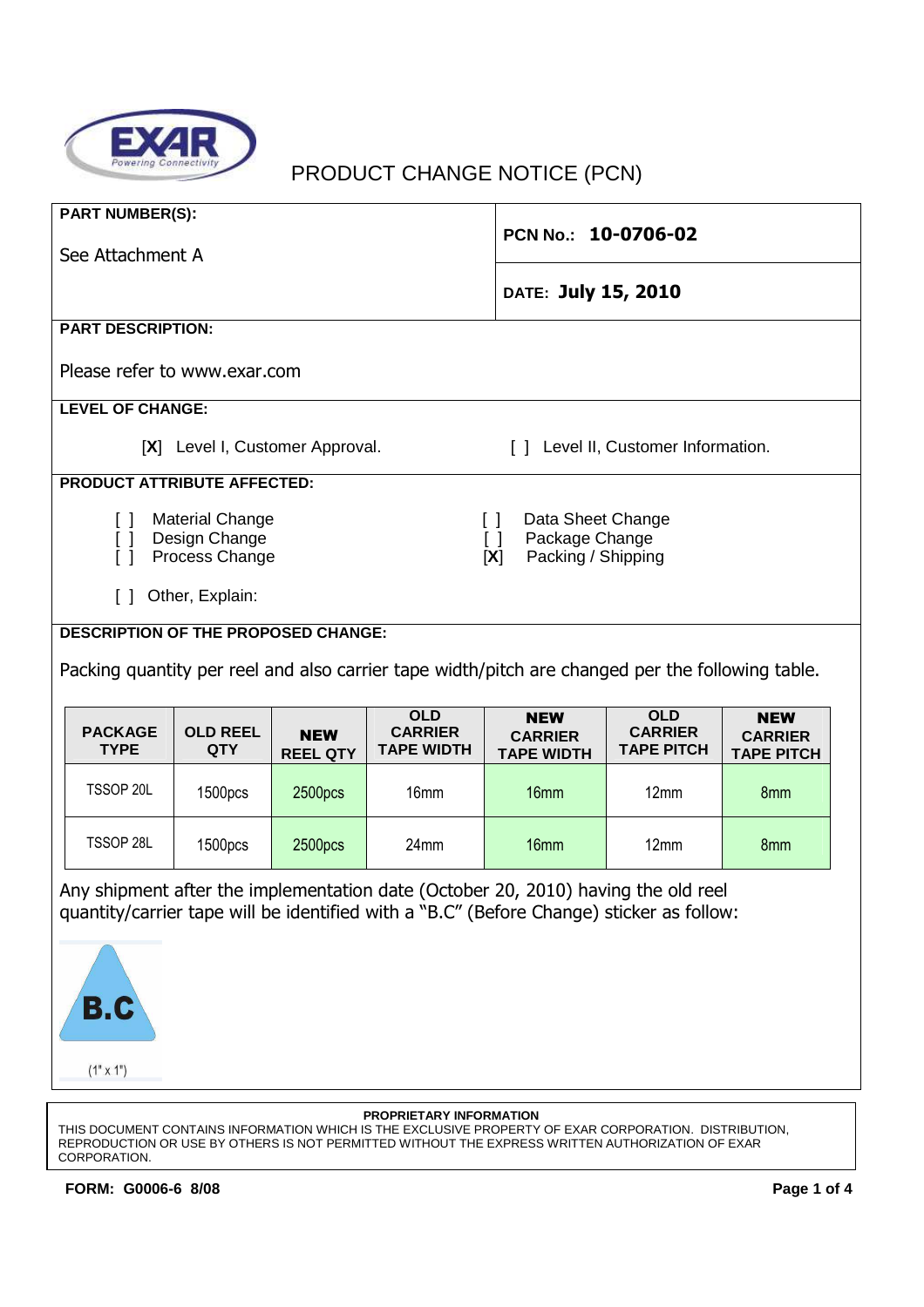# PRODUCT CHANGE NOTICE (PCN)

**PART NUMBER(S):**

See Attachment A

**PCN No.:** **10-0706-02**

**DATE:** **July 15, 2010**

**PART DESCRIPTION:**

Please refer to www.exar.com

**LEVEL OF CHANGE:**

[X] Level I, Customer Approval.    [ ] Level II, Customer Information.

**PRODUCT ATTRIBUTE AFFECTED:**

[ ] Material Change
[ ] Design Change
[ ] Process Change
[ ] Data Sheet Change
[ ] Package Change
[X] Packing / Shipping

[ ] Other, Explain:

**DESCRIPTION OF THE PROPOSED CHANGE:**

Packing quantity per reel and also carrier tape width/pitch are changed per the following table.

| PACKAGE TYPE | OLD REEL QTY | NEW REEL QTY | OLD CARRIER TAPE WIDTH | NEW CARRIER TAPE WIDTH | OLD CARRIER TAPE PITCH | NEW CARRIER TAPE PITCH |
|---|---|---|---|---|---|---|
| TSSOP 20L | 1500pcs | 2500pcs | 16mm | 16mm | 12mm | 8mm |
| TSSOP 28L | 1500pcs | 2500pcs | 24mm | 16mm | 12mm | 8mm |

Any shipment after the implementation date (October 20, 2010) having the old reel quantity/carrier tape will be identified with a "B.C" (Before Change) sticker as follow:

B.C

(1" x 1")

**PROPRIETARY INFORMATION**

THIS DOCUMENT CONTAINS INFORMATION WHICH IS THE EXCLUSIVE PROPERTY OF EXAR CORPORATION. DISTRIBUTION, REPRODUCTION OR USE BY OTHERS IS NOT PERMITTED WITHOUT THE EXPRESS WRITTEN AUTHORIZATION OF EXAR CORPORATION.

**FORM: G0006-6 8/08**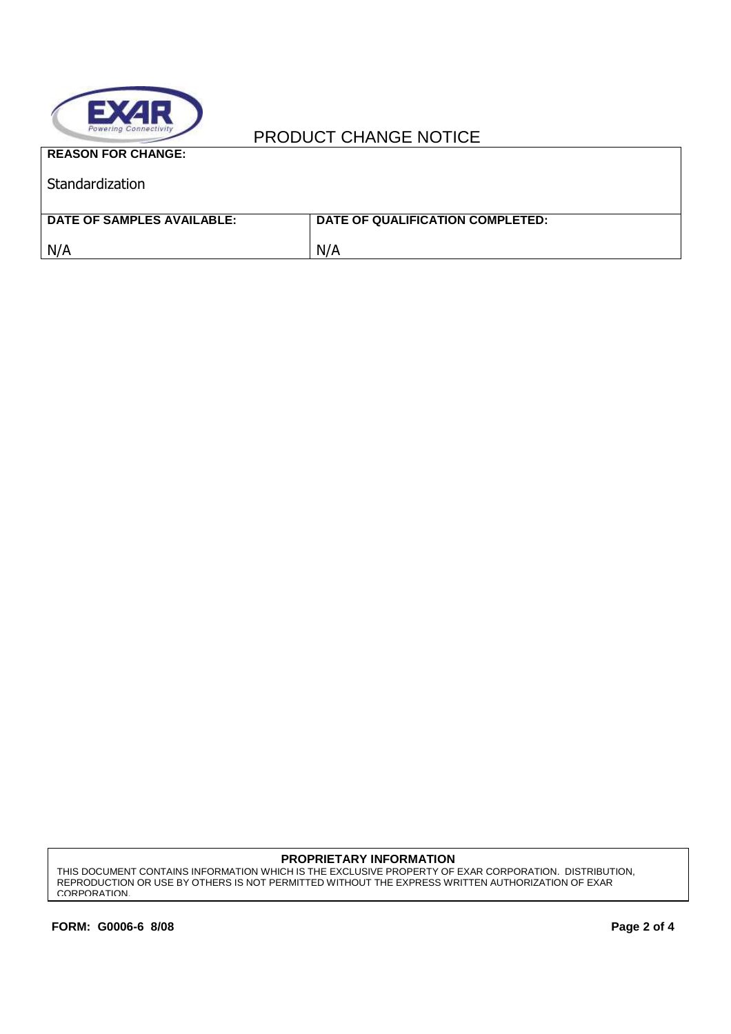# PRODUCT CHANGE NOTICE

| **REASON FOR CHANGE:** | |
|---|---|
| Standardization | |
| **DATE OF SAMPLES AVAILABLE:** | **DATE OF QUALIFICATION COMPLETED:** |
| N/A | N/A |

**PROPRIETARY INFORMATION**

THIS DOCUMENT CONTAINS INFORMATION WHICH IS THE EXCLUSIVE PROPERTY OF EXAR CORPORATION. DISTRIBUTION, REPRODUCTION OR USE BY OTHERS IS NOT PERMITTED WITHOUT THE EXPRESS WRITTEN AUTHORIZATION OF EXAR CORPORATION.

**FORM: G0006-6 8/08**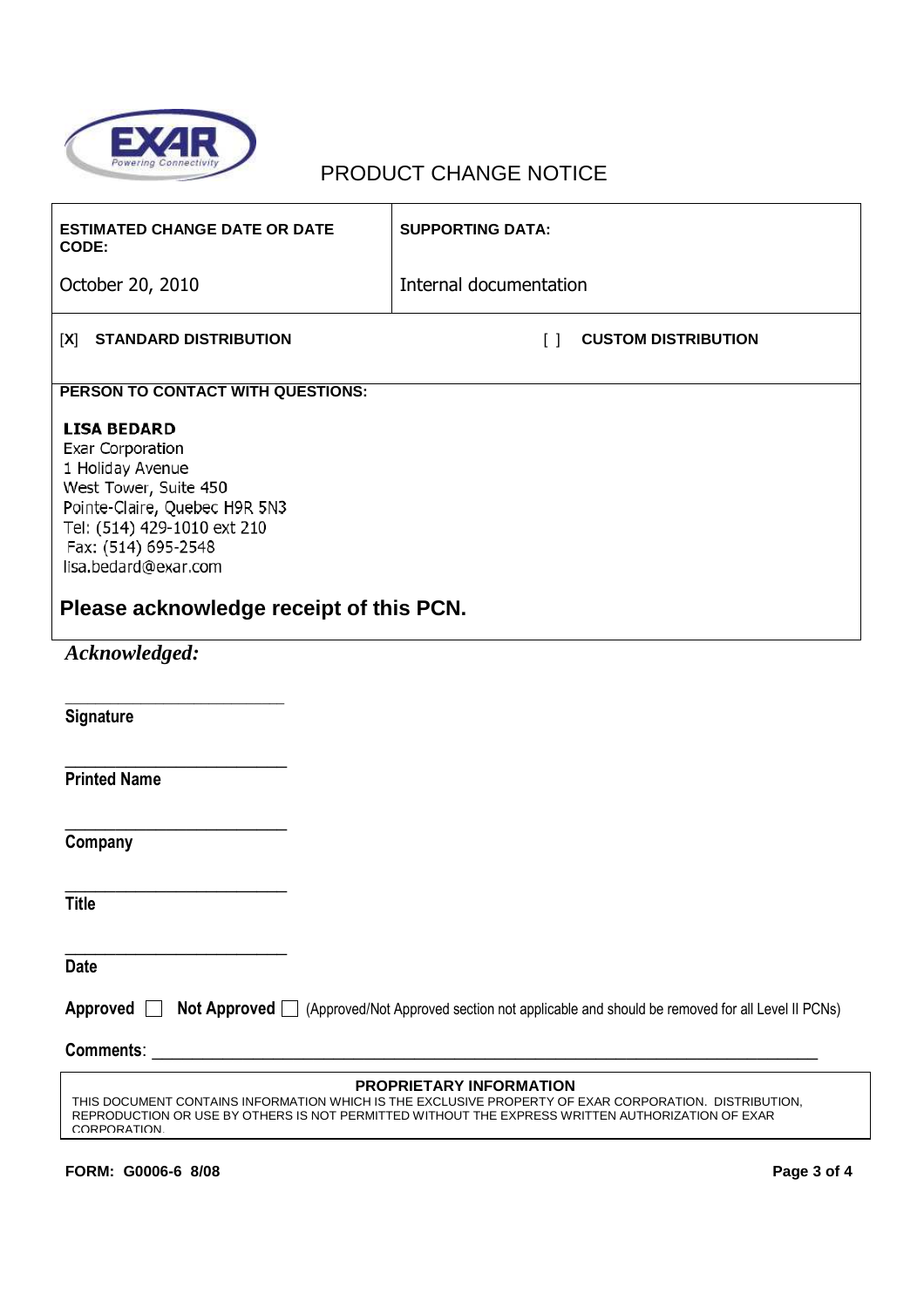# PRODUCT CHANGE NOTICE

| ESTIMATED CHANGE DATE OR DATE CODE: | SUPPORTING DATA: |
|---|---|
| October 20, 2010 | Internal documentation |

[X] **STANDARD DISTRIBUTION** [ ] **CUSTOM DISTRIBUTION**

**PERSON TO CONTACT WITH QUESTIONS:**

**LISA BEDARD**
Exar Corporation
1 Holiday Avenue
West Tower, Suite 450
Pointe-Claire, Quebec H9R 5N3
Tel: (514) 429-1010 ext 210
Fax: (514) 695-2548
lisa.bedard@exar.com

## Please acknowledge receipt of this PCN.

***Acknowledged:***

\_\_\_\_\_\_\_\_\_\_\_\_\_\_\_\_\_\_\_\_\_\_\_\_\_\_
**Signature**

\_\_\_\_\_\_\_\_\_\_\_\_\_\_\_\_\_\_\_\_\_\_\_\_\_\_
**Printed Name**

\_\_\_\_\_\_\_\_\_\_\_\_\_\_\_\_\_\_\_\_\_\_\_\_\_\_
**Company**

\_\_\_\_\_\_\_\_\_\_\_\_\_\_\_\_\_\_\_\_\_\_\_\_\_\_
**Title**

\_\_\_\_\_\_\_\_\_\_\_\_\_\_\_\_\_\_\_\_\_\_\_\_\_\_
**Date**

**Approved** ☐ **Not Approved** ☐ (Approved/Not Approved section not applicable and should be removed for all Level II PCNs)

**Comments**: \_\_\_\_\_\_\_\_\_\_\_\_\_\_\_\_\_\_\_\_\_\_\_\_\_\_\_\_\_\_\_\_\_\_\_\_\_\_\_\_\_\_\_\_\_\_\_\_\_\_\_\_\_\_\_\_\_\_\_\_\_\_\_\_\_\_\_\_\_\_\_\_

**PROPRIETARY INFORMATION**
THIS DOCUMENT CONTAINS INFORMATION WHICH IS THE EXCLUSIVE PROPERTY OF EXAR CORPORATION. DISTRIBUTION, REPRODUCTION OR USE BY OTHERS IS NOT PERMITTED WITHOUT THE EXPRESS WRITTEN AUTHORIZATION OF EXAR CORPORATION.

**FORM: G0006-6 8/08**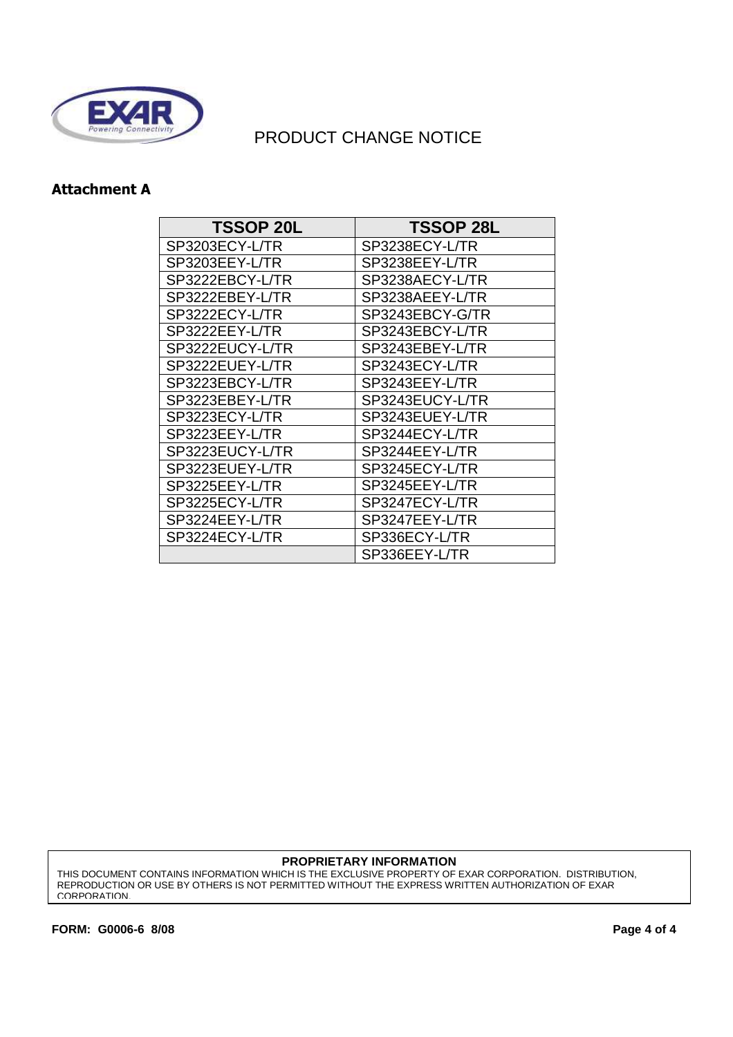PRODUCT CHANGE NOTICE

**Attachment A**

| TSSOP 20L | TSSOP 28L |
|---|---|
| SP3203ECY-L/TR | SP3238ECY-L/TR |
| SP3203EEY-L/TR | SP3238EEY-L/TR |
| SP3222EBCY-L/TR | SP3238AECY-L/TR |
| SP3222EBEY-L/TR | SP3238AEEY-L/TR |
| SP3222ECY-L/TR | SP3243EBCY-G/TR |
| SP3222EEY-L/TR | SP3243EBEY-L/TR |
| SP3222EUCY-L/TR | SP3243ECY-L/TR |
| SP3222EUEY-L/TR | SP3243EEY-L/TR |
| SP3223EBCY-L/TR | SP3243EUCY-L/TR |
| SP3223EBEY-L/TR | SP3243EUEY-L/TR |
| SP3223ECY-L/TR | SP3244ECY-L/TR |
| SP3223EEY-L/TR | SP3244EEY-L/TR |
| SP3223EUCY-L/TR | SP3245ECY-L/TR |
| SP3223EUEY-L/TR | SP3245EEY-L/TR |
| SP3225EEY-L/TR | SP3247ECY-L/TR |
| SP3225ECY-L/TR | SP3247EEY-L/TR |
| SP3224EEY-L/TR | SP336ECY-L/TR |
| SP3224ECY-L/TR | SP336EEY-L/TR |
| | SP336EEY-L/TR |

**PROPRIETARY INFORMATION**

THIS DOCUMENT CONTAINS INFORMATION WHICH IS THE EXCLUSIVE PROPERTY OF EXAR CORPORATION. DISTRIBUTION, REPRODUCTION OR USE BY OTHERS IS NOT PERMITTED WITHOUT THE EXPRESS WRITTEN AUTHORIZATION OF EXAR CORPORATION.

**FORM: G0006-6 8/08**